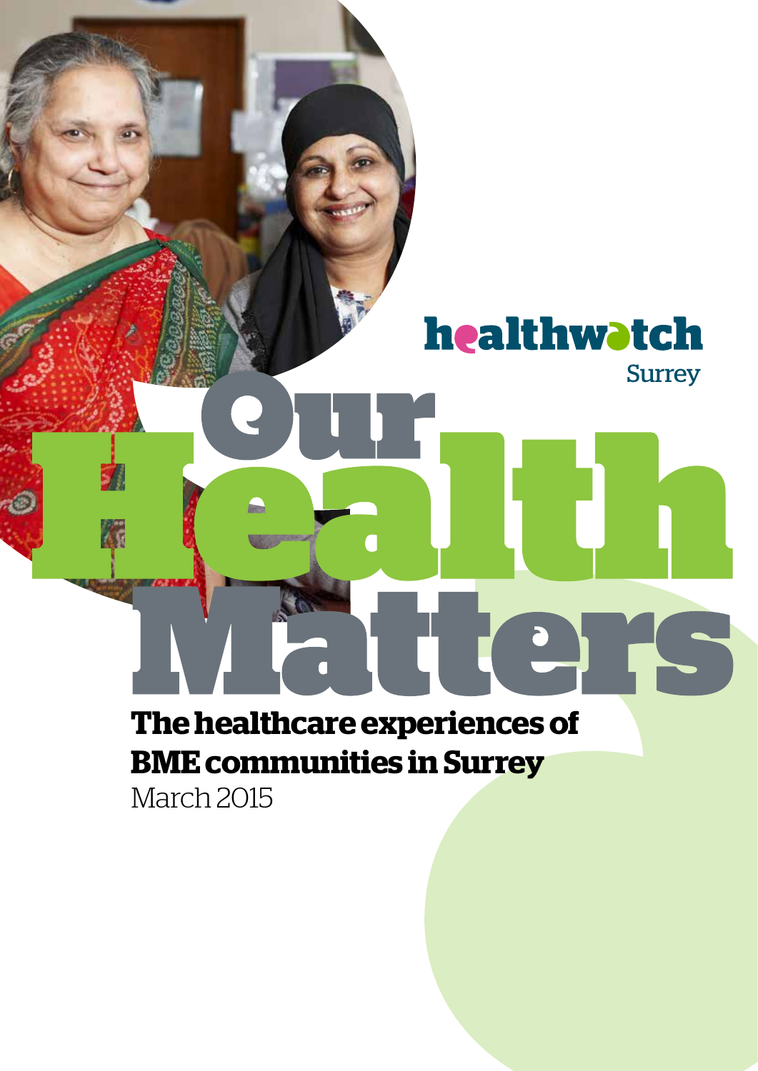healthwatch Surrey

# Our Health Matters

**The healthcare experiences of BME communities in Surrey**

March 2015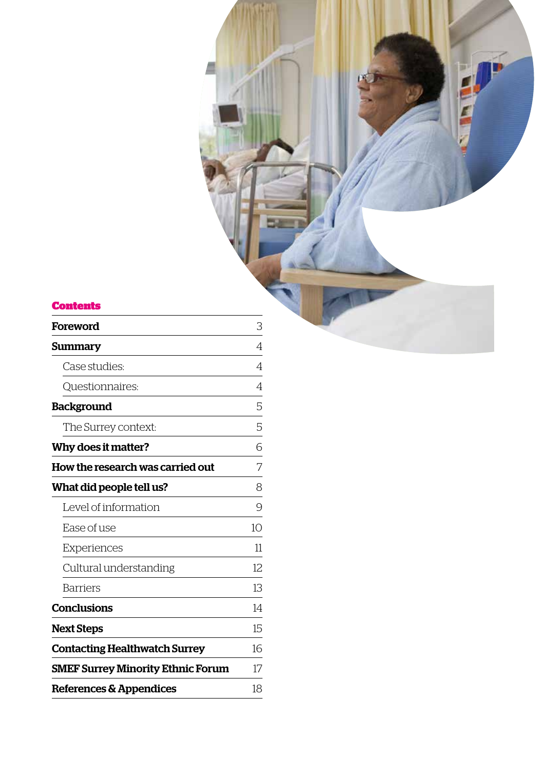## Contents

| | |
|---|---|
| **Foreword** | 3 |
| **Summary** | 4 |
| Case studies: | 4 |
| Questionnaires: | 4 |
| **Background** | 5 |
| The Surrey context: | 5 |
| **Why does it matter?** | 6 |
| **How the research was carried out** | 7 |
| **What did people tell us?** | 8 |
| Level of information | 9 |
| Ease of use | 10 |
| Experiences | 11 |
| Cultural understanding | 12 |
| Barriers | 13 |
| **Conclusions** | 14 |
| **Next Steps** | 15 |
| **Contacting Healthwatch Surrey** | 16 |
| **SMEF Surrey Minority Ethnic Forum** | 17 |
| **References & Appendices** | 18 |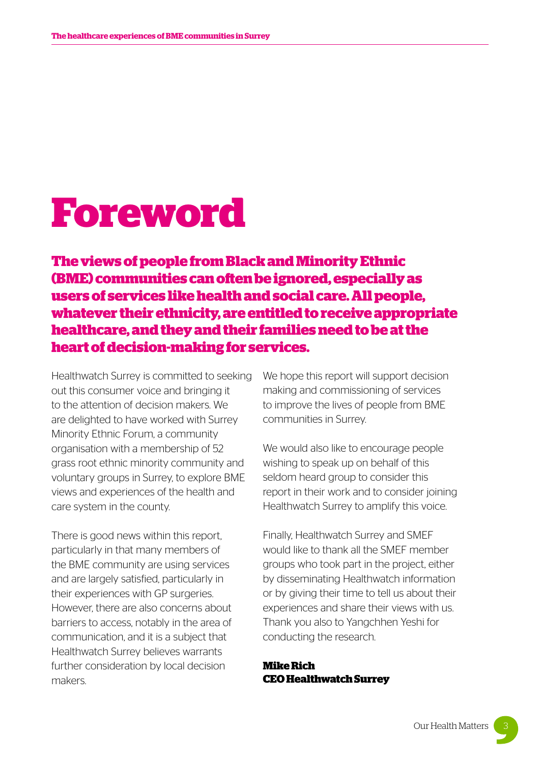# Foreword

**The views of people from Black and Minority Ethnic (BME) communities can often be ignored, especially as users of services like health and social care. All people, whatever their ethnicity, are entitled to receive appropriate healthcare, and they and their families need to be at the heart of decision-making for services.**

Healthwatch Surrey is committed to seeking out this consumer voice and bringing it to the attention of decision makers. We are delighted to have worked with Surrey Minority Ethnic Forum, a community organisation with a membership of 52 grass root ethnic minority community and voluntary groups in Surrey, to explore BME views and experiences of the health and care system in the county.

There is good news within this report, particularly in that many members of the BME community are using services and are largely satisfied, particularly in their experiences with GP surgeries. However, there are also concerns about barriers to access, notably in the area of communication, and it is a subject that Healthwatch Surrey believes warrants further consideration by local decision makers.

We hope this report will support decision making and commissioning of services to improve the lives of people from BME communities in Surrey.

We would also like to encourage people wishing to speak up on behalf of this seldom heard group to consider this report in their work and to consider joining Healthwatch Surrey to amplify this voice.

Finally, Healthwatch Surrey and SMEF would like to thank all the SMEF member groups who took part in the project, either by disseminating Healthwatch information or by giving their time to tell us about their experiences and share their views with us. Thank you also to Yangchhen Yeshi for conducting the research.

**Mike Rich**
**CEO Healthwatch Surrey**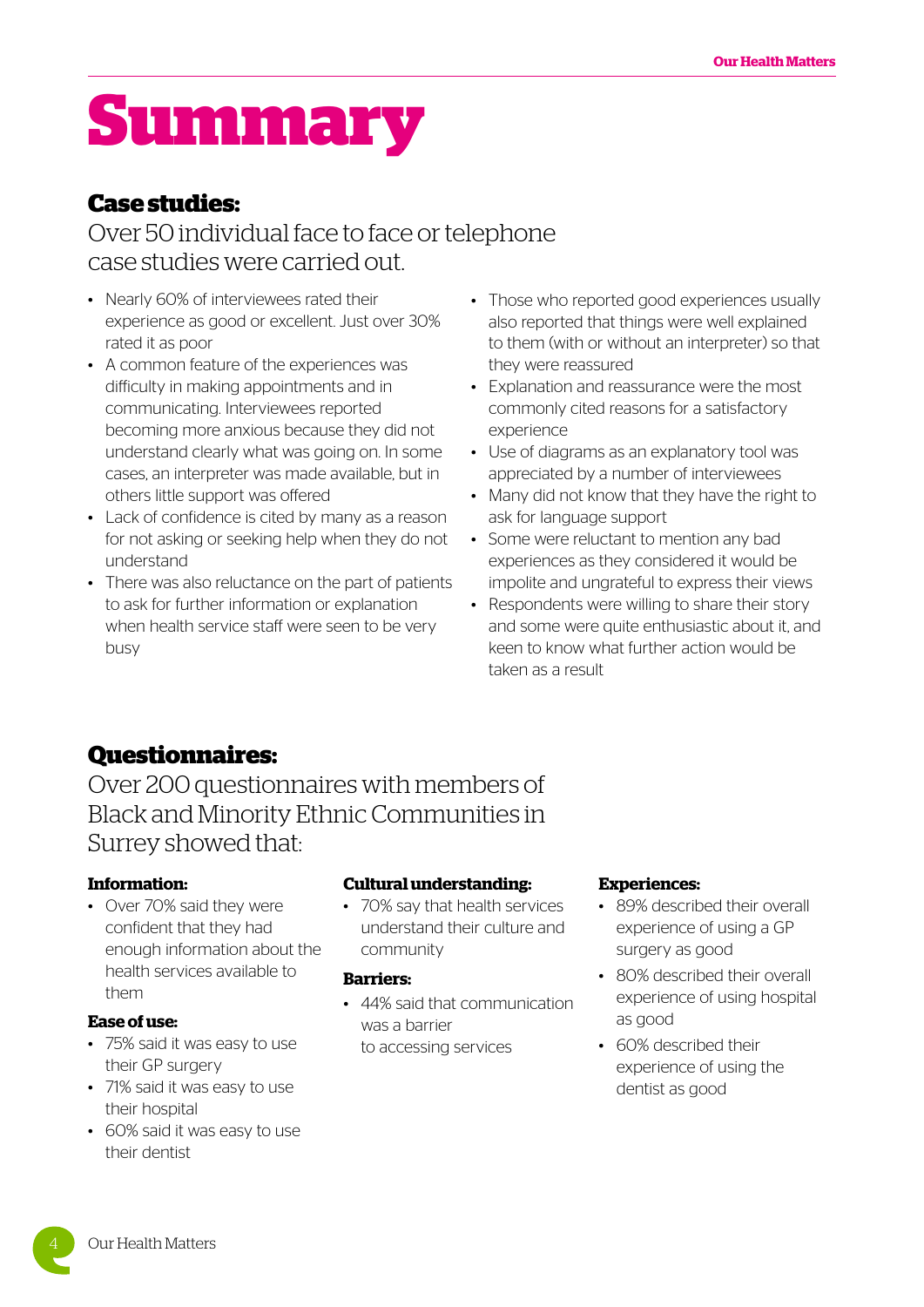# Summary

## Case studies:

Over 50 individual face to face or telephone case studies were carried out.

- Nearly 60% of interviewees rated their experience as good or excellent. Just over 30% rated it as poor
- A common feature of the experiences was difficulty in making appointments and in communicating. Interviewees reported becoming more anxious because they did not understand clearly what was going on. In some cases, an interpreter was made available, but in others little support was offered
- Lack of confidence is cited by many as a reason for not asking or seeking help when they do not understand
- There was also reluctance on the part of patients to ask for further information or explanation when health service staff were seen to be very busy
- Those who reported good experiences usually also reported that things were well explained to them (with or without an interpreter) so that they were reassured
- Explanation and reassurance were the most commonly cited reasons for a satisfactory experience
- Use of diagrams as an explanatory tool was appreciated by a number of interviewees
- Many did not know that they have the right to ask for language support
- Some were reluctant to mention any bad experiences as they considered it would be impolite and ungrateful to express their views
- Respondents were willing to share their story and some were quite enthusiastic about it, and keen to know what further action would be taken as a result

## Questionnaires:

Over 200 questionnaires with members of Black and Minority Ethnic Communities in Surrey showed that:

### Information:

- Over 70% said they were confident that they had enough information about the health services available to them

### Ease of use:

- 75% said it was easy to use their GP surgery
- 71% said it was easy to use their hospital
- 60% said it was easy to use their dentist

### Cultural understanding:

- 70% say that health services understand their culture and community

### Barriers:

- 44% said that communication was a barrier to accessing services

### Experiences:

- 89% described their overall experience of using a GP surgery as good
- 80% described their overall experience of using hospital as good
- 60% described their experience of using the dentist as good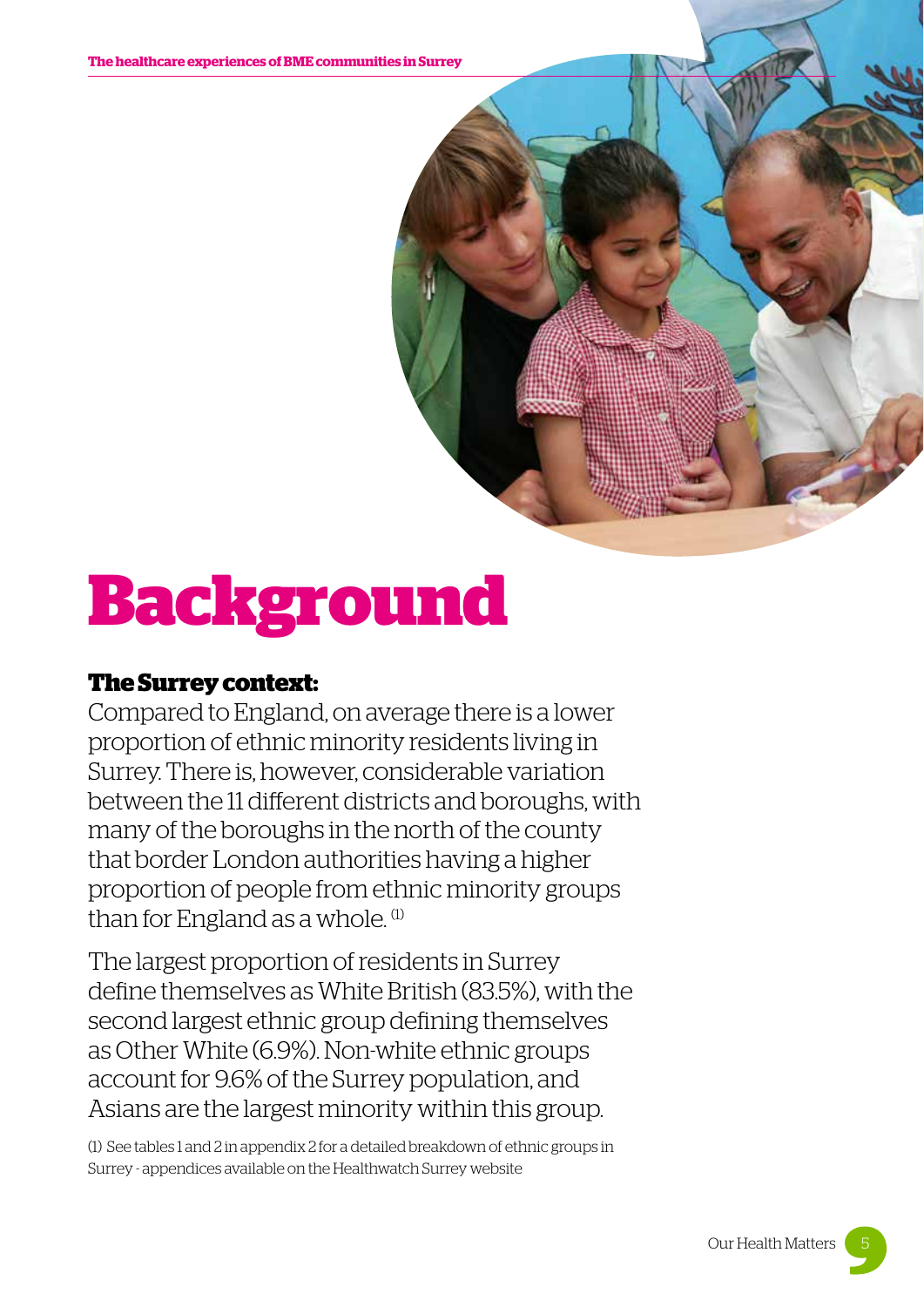# Background

**The Surrey context:**

Compared to England, on average there is a lower proportion of ethnic minority residents living in Surrey. There is, however, considerable variation between the 11 different districts and boroughs, with many of the boroughs in the north of the county that border London authorities having a higher proportion of people from ethnic minority groups than for England as a whole. (1)

The largest proportion of residents in Surrey define themselves as White British (83.5%), with the second largest ethnic group defining themselves as Other White (6.9%). Non-white ethnic groups account for 9.6% of the Surrey population, and Asians are the largest minority within this group.

(1) See tables 1 and 2 in appendix 2 for a detailed breakdown of ethnic groups in Surrey - appendices available on the Healthwatch Surrey website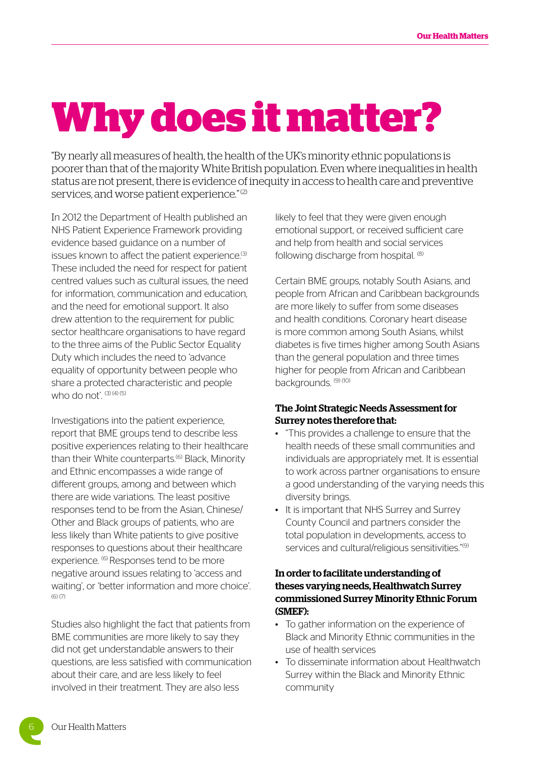# Why does it matter?

"By nearly all measures of health, the health of the UK's minority ethnic populations is poorer than that of the majority White British population. Even where inequalities in health status are not present, there is evidence of inequity in access to health care and preventive services, and worse patient experience." [2]

In 2012 the Department of Health published an NHS Patient Experience Framework providing evidence based guidance on a number of issues known to affect the patient experience.[3] These included the need for respect for patient centred values such as cultural issues, the need for information, communication and education, and the need for emotional support. It also drew attention to the requirement for public sector healthcare organisations to have regard to the three aims of the Public Sector Equality Duty which includes the need to 'advance equality of opportunity between people who share a protected characteristic and people who do not'. [3] [4] [5]

Investigations into the patient experience, report that BME groups tend to describe less positive experiences relating to their healthcare than their White counterparts.[6] Black, Minority and Ethnic encompasses a wide range of different groups, among and between which there are wide variations. The least positive responses tend to be from the Asian, Chinese/Other and Black groups of patients, who are less likely than White patients to give positive responses to questions about their healthcare experience. [6] Responses tend to be more negative around issues relating to 'access and waiting', or 'better information and more choice'. [6] [7]

Studies also highlight the fact that patients from BME communities are more likely to say they did not get understandable answers to their questions, are less satisfied with communication about their care, and are less likely to feel involved in their treatment. They are also less likely to feel that they were given enough emotional support, or received sufficient care and help from health and social services following discharge from hospital. [8]

Certain BME groups, notably South Asians, and people from African and Caribbean backgrounds are more likely to suffer from some diseases and health conditions. Coronary heart disease is more common among South Asians, whilst diabetes is five times higher among South Asians than the general population and three times higher for people from African and Caribbean backgrounds. [9] [10]

**The Joint Strategic Needs Assessment for Surrey notes therefore that:**

- "This provides a challenge to ensure that the health needs of these small communities and individuals are appropriately met. It is essential to work across partner organisations to ensure a good understanding of the varying needs this diversity brings.
- It is important that NHS Surrey and Surrey County Council and partners consider the total population in developments, access to services and cultural/religious sensitivities."[9]

**In order to facilitate understanding of theses varying needs, Healthwatch Surrey commissioned Surrey Minority Ethnic Forum (SMEF):**

- To gather information on the experience of Black and Minority Ethnic communities in the use of health services
- To disseminate information about Healthwatch Surrey within the Black and Minority Ethnic community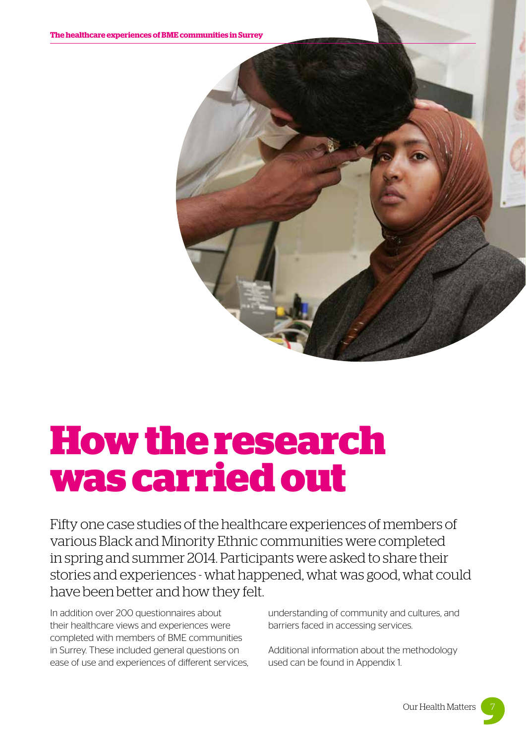# How the research was carried out

Fifty one case studies of the healthcare experiences of members of various Black and Minority Ethnic communities were completed in spring and summer 2014. Participants were asked to share their stories and experiences - what happened, what was good, what could have been better and how they felt.

In addition over 200 questionnaires about their healthcare views and experiences were completed with members of BME communities in Surrey. These included general questions on ease of use and experiences of different services, understanding of community and cultures, and barriers faced in accessing services.

Additional information about the methodology used can be found in Appendix 1.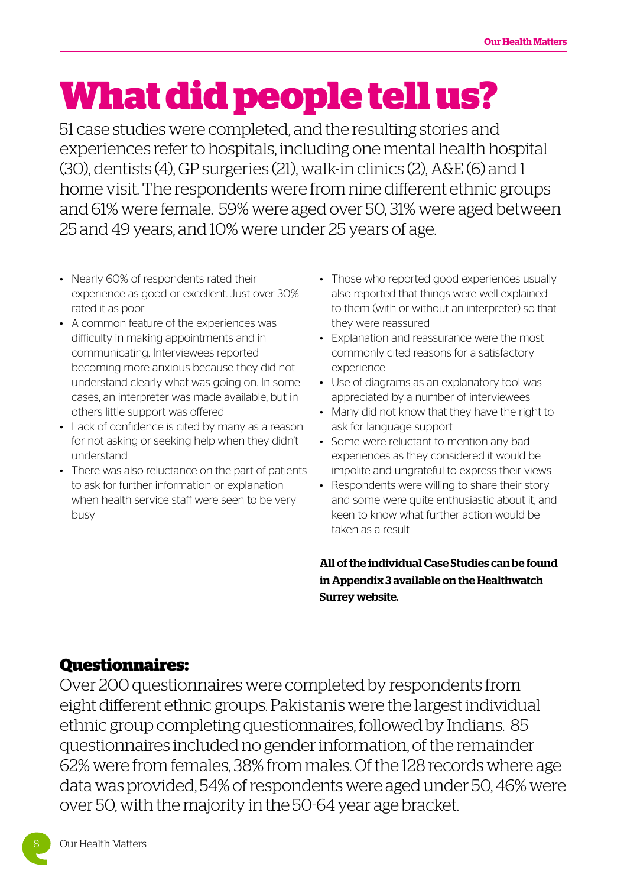# What did people tell us?

51 case studies were completed, and the resulting stories and experiences refer to hospitals, including one mental health hospital (30), dentists (4), GP surgeries (21), walk-in clinics (2), A&E (6) and 1 home visit. The respondents were from nine different ethnic groups and 61% were female. 59% were aged over 50, 31% were aged between 25 and 49 years, and 10% were under 25 years of age.

- Nearly 60% of respondents rated their experience as good or excellent. Just over 30% rated it as poor
- A common feature of the experiences was difficulty in making appointments and in communicating. Interviewees reported becoming more anxious because they did not understand clearly what was going on. In some cases, an interpreter was made available, but in others little support was offered
- Lack of confidence is cited by many as a reason for not asking or seeking help when they didn't understand
- There was also reluctance on the part of patients to ask for further information or explanation when health service staff were seen to be very busy
- Those who reported good experiences usually also reported that things were well explained to them (with or without an interpreter) so that they were reassured
- Explanation and reassurance were the most commonly cited reasons for a satisfactory experience
- Use of diagrams as an explanatory tool was appreciated by a number of interviewees
- Many did not know that they have the right to ask for language support
- Some were reluctant to mention any bad experiences as they considered it would be impolite and ungrateful to express their views
- Respondents were willing to share their story and some were quite enthusiastic about it, and keen to know what further action would be taken as a result

**All of the individual Case Studies can be found in Appendix 3 available on the Healthwatch Surrey website.**

## Questionnaires:

Over 200 questionnaires were completed by respondents from eight different ethnic groups. Pakistanis were the largest individual ethnic group completing questionnaires, followed by Indians. 85 questionnaires included no gender information, of the remainder 62% were from females, 38% from males. Of the 128 records where age data was provided, 54% of respondents were aged under 50, 46% were over 50, with the majority in the 50-64 year age bracket.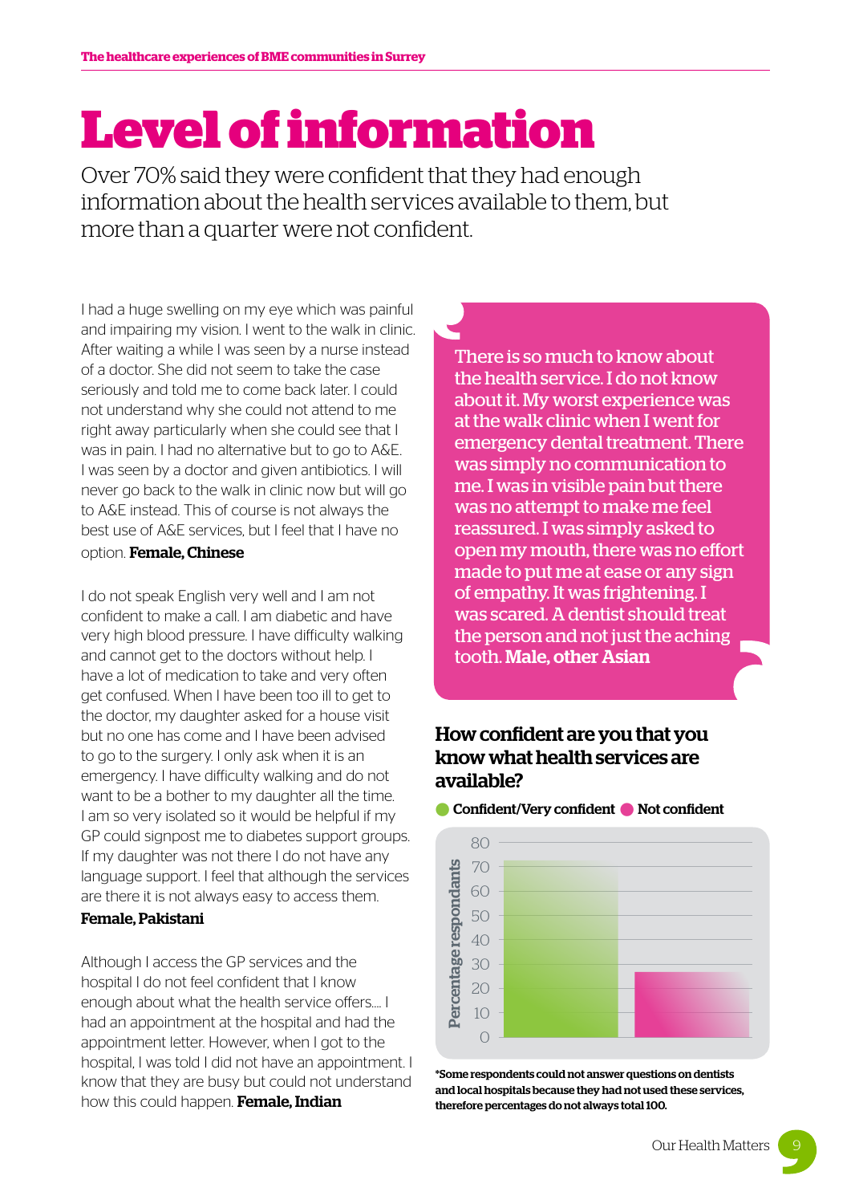# Level of information

Over 70% said they were confident that they had enough information about the health services available to them, but more than a quarter were not confident.

I had a huge swelling on my eye which was painful and impairing my vision. I went to the walk in clinic. After waiting a while I was seen by a nurse instead of a doctor. She did not seem to take the case seriously and told me to come back later. I could not understand why she could not attend to me right away particularly when she could see that I was in pain. I had no alternative but to go to A&E. I was seen by a doctor and given antibiotics. I will never go back to the walk in clinic now but will go to A&E instead. This of course is not always the best use of A&E services, but I feel that I have no option. **Female, Chinese**

I do not speak English very well and I am not confident to make a call. I am diabetic and have very high blood pressure. I have difficulty walking and cannot get to the doctors without help. I have a lot of medication to take and very often get confused. When I have been too ill to get to the doctor, my daughter asked for a house visit but no one has come and I have been advised to go to the surgery. I only ask when it is an emergency. I have difficulty walking and do not want to be a bother to my daughter all the time. I am so very isolated so it would be helpful if my GP could signpost me to diabetes support groups. If my daughter was not there I do not have any language support. I feel that although the services are there it is not always easy to access them.
**Female, Pakistani**

Although I access the GP services and the hospital I do not feel confident that I know enough about what the health service offers.... I had an appointment at the hospital and had the appointment letter. However, when I got to the hospital, I was told I did not have an appointment. I know that they are busy but could not understand how this could happen. **Female, Indian**

> There is so much to know about the health service. I do not know about it. My worst experience was at the walk clinic when I went for emergency dental treatment. There was simply no communication to me. I was in visible pain but there was no attempt to make me feel reassured. I was simply asked to open my mouth, there was no effort made to put me at ease or any sign of empathy. It was frightening. I was scared. A dentist should treat the person and not just the aching tooth. **Male, other Asian**

### How confident are you that you know what health services are available?

| Response | Percentage respondants |
|---|---|
| Confident/Very confident | 72 |
| Not confident | 27 |

*Some respondents could not answer questions on dentists and local hospitals because they had not used these services, therefore percentages do not always total 100.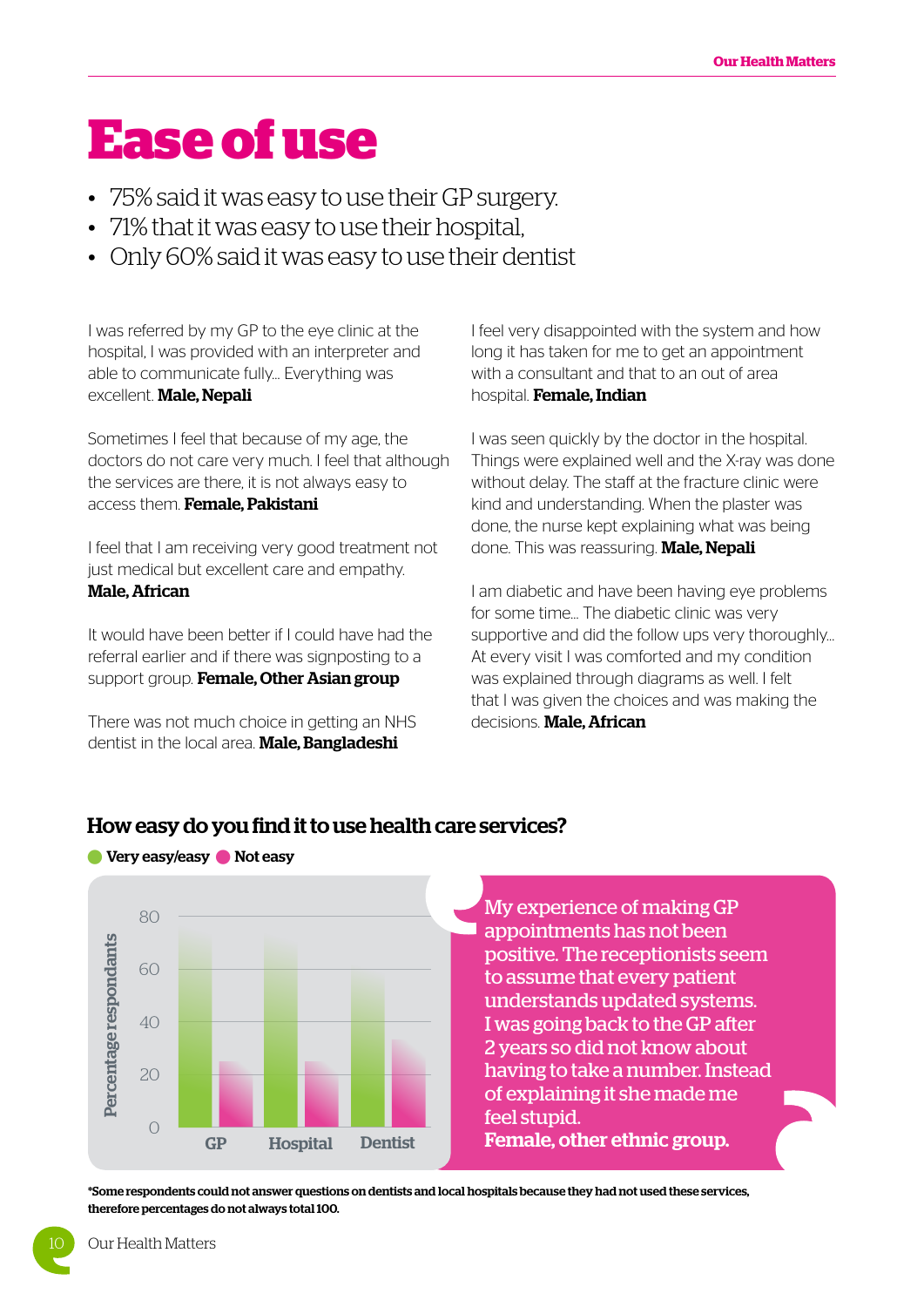# Ease of use

- 75% said it was easy to use their GP surgery.
- 71% that it was easy to use their hospital,
- Only 60% said it was easy to use their dentist

I was referred by my GP to the eye clinic at the hospital, I was provided with an interpreter and able to communicate fully… Everything was excellent. **Male, Nepali**

Sometimes I feel that because of my age, the doctors do not care very much. I feel that although the services are there, it is not always easy to access them. **Female, Pakistani**

I feel that I am receiving very good treatment not just medical but excellent care and empathy. **Male, African**

It would have been better if I could have had the referral earlier and if there was signposting to a support group. **Female, Other Asian group**

There was not much choice in getting an NHS dentist in the local area. **Male, Bangladeshi**

I feel very disappointed with the system and how long it has taken for me to get an appointment with a consultant and that to an out of area hospital. **Female, Indian**

I was seen quickly by the doctor in the hospital. Things were explained well and the X-ray was done without delay. The staff at the fracture clinic were kind and understanding. When the plaster was done, the nurse kept explaining what was being done. This was reassuring. **Male, Nepali**

I am diabetic and have been having eye problems for some time… The diabetic clinic was very supportive and did the follow ups very thoroughly… At every visit I was comforted and my condition was explained through diagrams as well. I felt that I was given the choices and was making the decisions. **Male, African**

## How easy do you find it to use health care services?

Very easy/easy | Not easy

Percentage respondants

| | Very easy/easy | Not easy |
|---|---|---|
| GP | 75 | 25 |
| Hospital | 71 | 25 |
| Dentist | 60 | 33 |

**My experience of making GP appointments has not been positive. The receptionists seem to assume that every patient understands updated systems. I was going back to the GP after 2 years so did not know about having to take a number. Instead of explaining it she made me feel stupid.**
**Female, other ethnic group.**

***Some respondents could not answer questions on dentists and local hospitals because they had not used these services, therefore percentages do not always total 100.**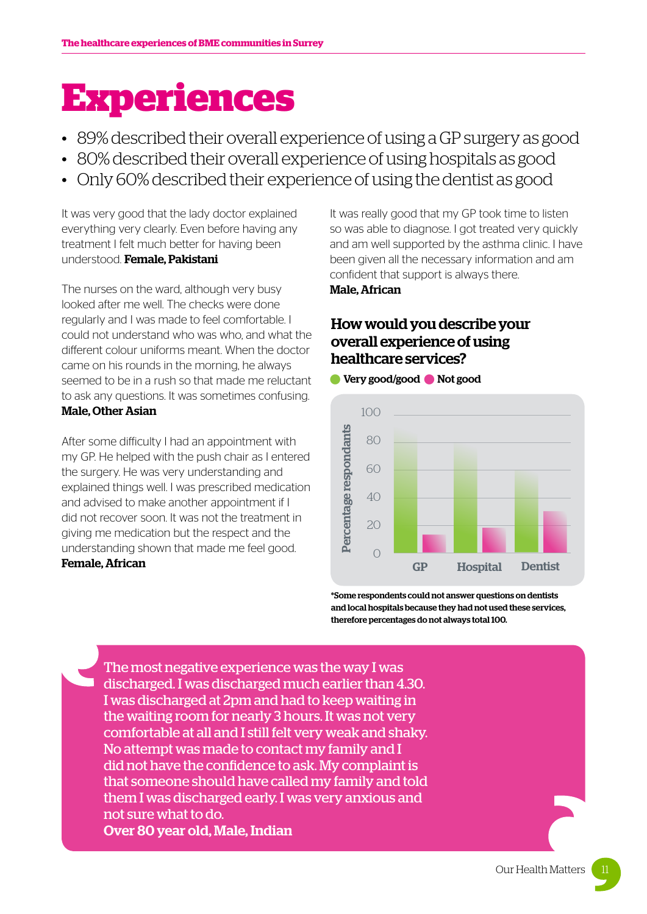# Experiences

- 89% described their overall experience of using a GP surgery as good
- 80% described their overall experience of using hospitals as good
- Only 60% described their experience of using the dentist as good

It was very good that the lady doctor explained everything very clearly. Even before having any treatment I felt much better for having been understood. **Female, Pakistani**

The nurses on the ward, although very busy looked after me well. The checks were done regularly and I was made to feel comfortable. I could not understand who was who, and what the different colour uniforms meant. When the doctor came on his rounds in the morning, he always seemed to be in a rush so that made me reluctant to ask any questions. It was sometimes confusing. **Male, Other Asian**

After some difficulty I had an appointment with my GP. He helped with the push chair as I entered the surgery. He was very understanding and explained things well. I was prescribed medication and advised to make another appointment if I did not recover soon. It was not the treatment in giving me medication but the respect and the understanding shown that made me feel good. **Female, African**

It was really good that my GP took time to listen so was able to diagnose. I got treated very quickly and am well supported by the asthma clinic. I have been given all the necessary information and am confident that support is always there. **Male, African**

### How would you describe your overall experience of using healthcare services?

Very good/good | Not good

Percentage respondants (0–100); categories: GP, Hospital, Dentist

*Some respondents could not answer questions on dentists and local hospitals because they had not used these services, therefore percentages do not always total 100.

> **The most negative experience was the way I was discharged. I was discharged much earlier than 4.30. I was discharged at 2pm and had to keep waiting in the waiting room for nearly 3 hours. It was not very comfortable at all and I still felt very weak and shaky. No attempt was made to contact my family and I did not have the confidence to ask. My complaint is that someone should have called my family and told them I was discharged early. I was very anxious and not sure what to do.**
> **Over 80 year old, Male, Indian**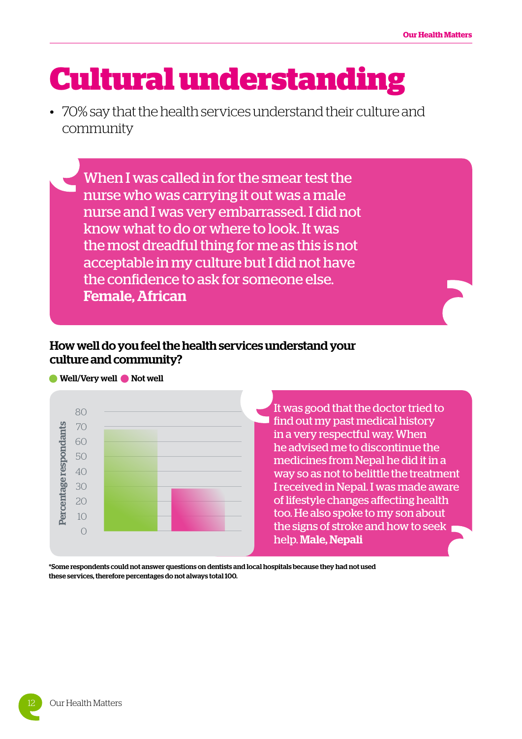# Cultural understanding

- 70% say that the health services understand their culture and community

> When I was called in for the smear test the nurse who was carrying it out was a male nurse and I was very embarrassed. I did not know what to do or where to look. It was the most dreadful thing for me as this is not acceptable in my culture but I did not have the confidence to ask for someone else.
> **Female, African**

### How well do you feel the health services understand your culture and community?

● Well/Very well ● Not well

Percentage respondants

80
70
60
50
40
30
20
10
0

> It was good that the doctor tried to find out my past medical history in a very respectful way. When he advised me to discontinue the medicines from Nepal he did it in a way so as not to belittle the treatment I received in Nepal. I was made aware of lifestyle changes affecting health too. He also spoke to my son about the signs of stroke and how to seek help. **Male, Nepali**

*Some respondents could not answer questions on dentists and local hospitals because they had not used these services, therefore percentages do not always total 100.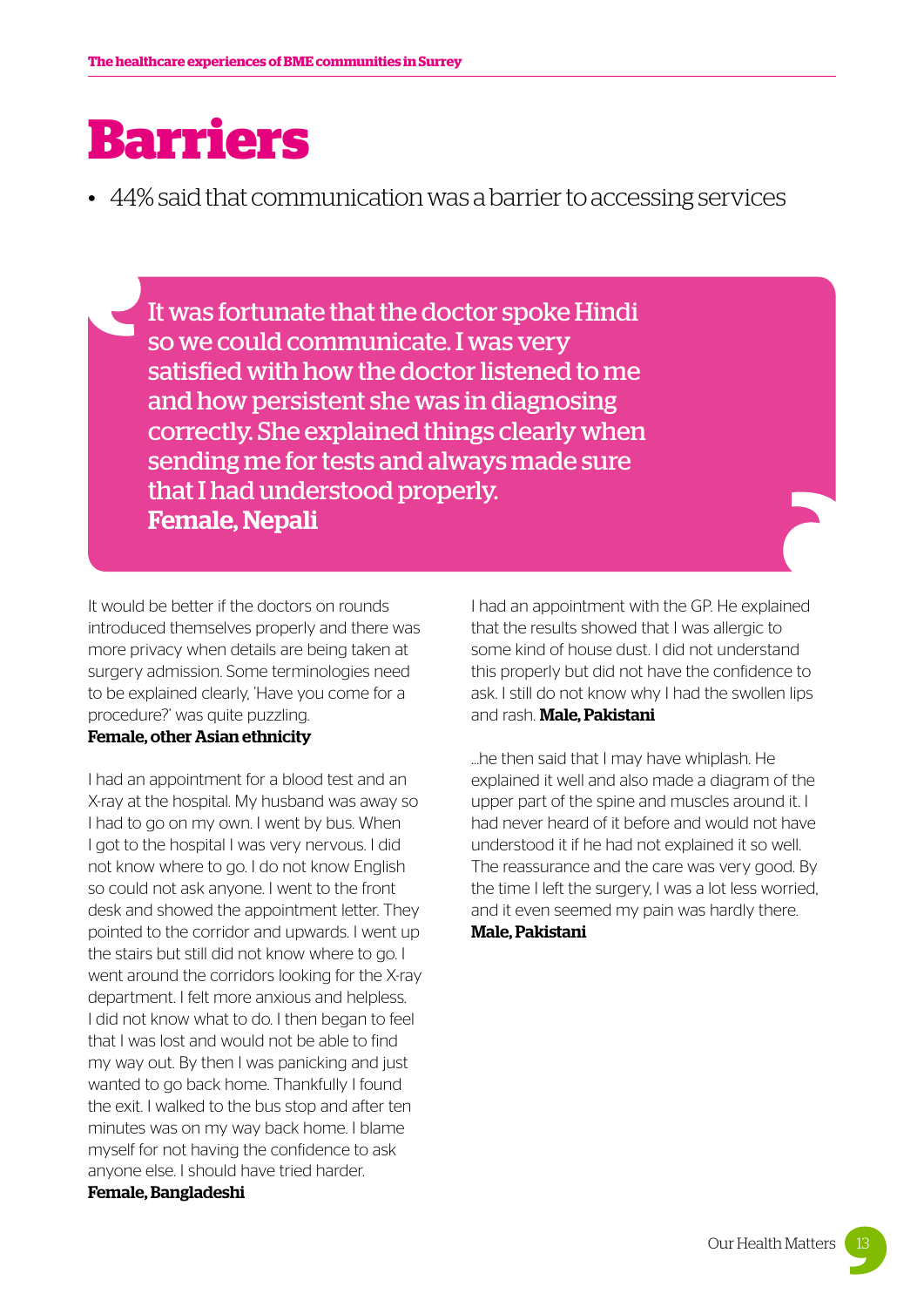# Barriers

- 44% said that communication was a barrier to accessing services

> It was fortunate that the doctor spoke Hindi so we could communicate. I was very satisfied with how the doctor listened to me and how persistent she was in diagnosing correctly. She explained things clearly when sending me for tests and always made sure that I had understood properly.
> **Female, Nepali**

It would be better if the doctors on rounds introduced themselves properly and there was more privacy when details are being taken at surgery admission. Some terminologies need to be explained clearly, 'Have you come for a procedure?' was quite puzzling.
**Female, other Asian ethnicity**

I had an appointment for a blood test and an X-ray at the hospital. My husband was away so I had to go on my own. I went by bus. When I got to the hospital I was very nervous. I did not know where to go. I do not know English so could not ask anyone. I went to the front desk and showed the appointment letter. They pointed to the corridor and upwards. I went up the stairs but still did not know where to go. I went around the corridors looking for the X-ray department. I felt more anxious and helpless. I did not know what to do. I then began to feel that I was lost and would not be able to find my way out. By then I was panicking and just wanted to go back home. Thankfully I found the exit. I walked to the bus stop and after ten minutes was on my way back home. I blame myself for not having the confidence to ask anyone else. I should have tried harder.
**Female, Bangladeshi**

I had an appointment with the GP. He explained that the results showed that I was allergic to some kind of house dust. I did not understand this properly but did not have the confidence to ask. I still do not know why I had the swollen lips and rash. **Male, Pakistani**

...he then said that I may have whiplash. He explained it well and also made a diagram of the upper part of the spine and muscles around it. I had never heard of it before and would not have understood it if he had not explained it so well. The reassurance and the care was very good. By the time I left the surgery, I was a lot less worried, and it even seemed my pain was hardly there.
**Male, Pakistani**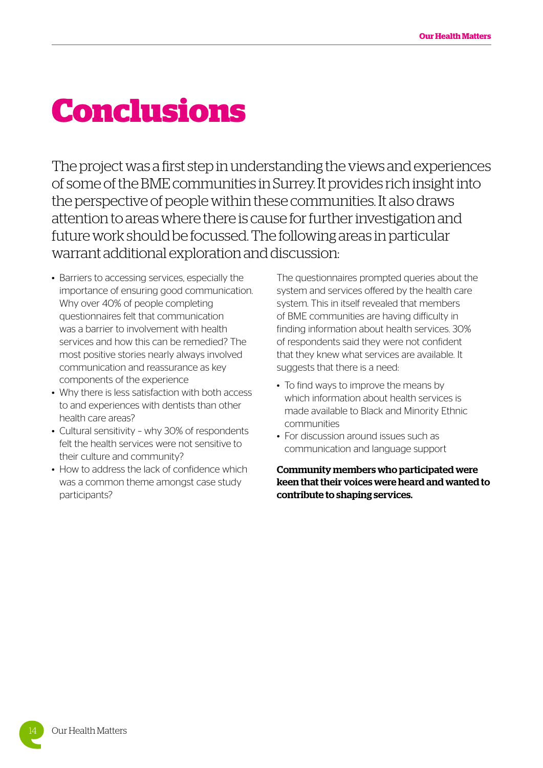# Conclusions

The project was a first step in understanding the views and experiences of some of the BME communities in Surrey. It provides rich insight into the perspective of people within these communities. It also draws attention to areas where there is cause for further investigation and future work should be focussed. The following areas in particular warrant additional exploration and discussion:

- Barriers to accessing services, especially the importance of ensuring good communication. Why over 40% of people completing questionnaires felt that communication was a barrier to involvement with health services and how this can be remedied? The most positive stories nearly always involved communication and reassurance as key components of the experience
- Why there is less satisfaction with both access to and experiences with dentists than other health care areas?
- Cultural sensitivity – why 30% of respondents felt the health services were not sensitive to their culture and community?
- How to address the lack of confidence which was a common theme amongst case study participants?

The questionnaires prompted queries about the system and services offered by the health care system. This in itself revealed that members of BME communities are having difficulty in finding information about health services. 30% of respondents said they were not confident that they knew what services are available. It suggests that there is a need:

- To find ways to improve the means by which information about health services is made available to Black and Minority Ethnic communities
- For discussion around issues such as communication and language support

**Community members who participated were keen that their voices were heard and wanted to contribute to shaping services.**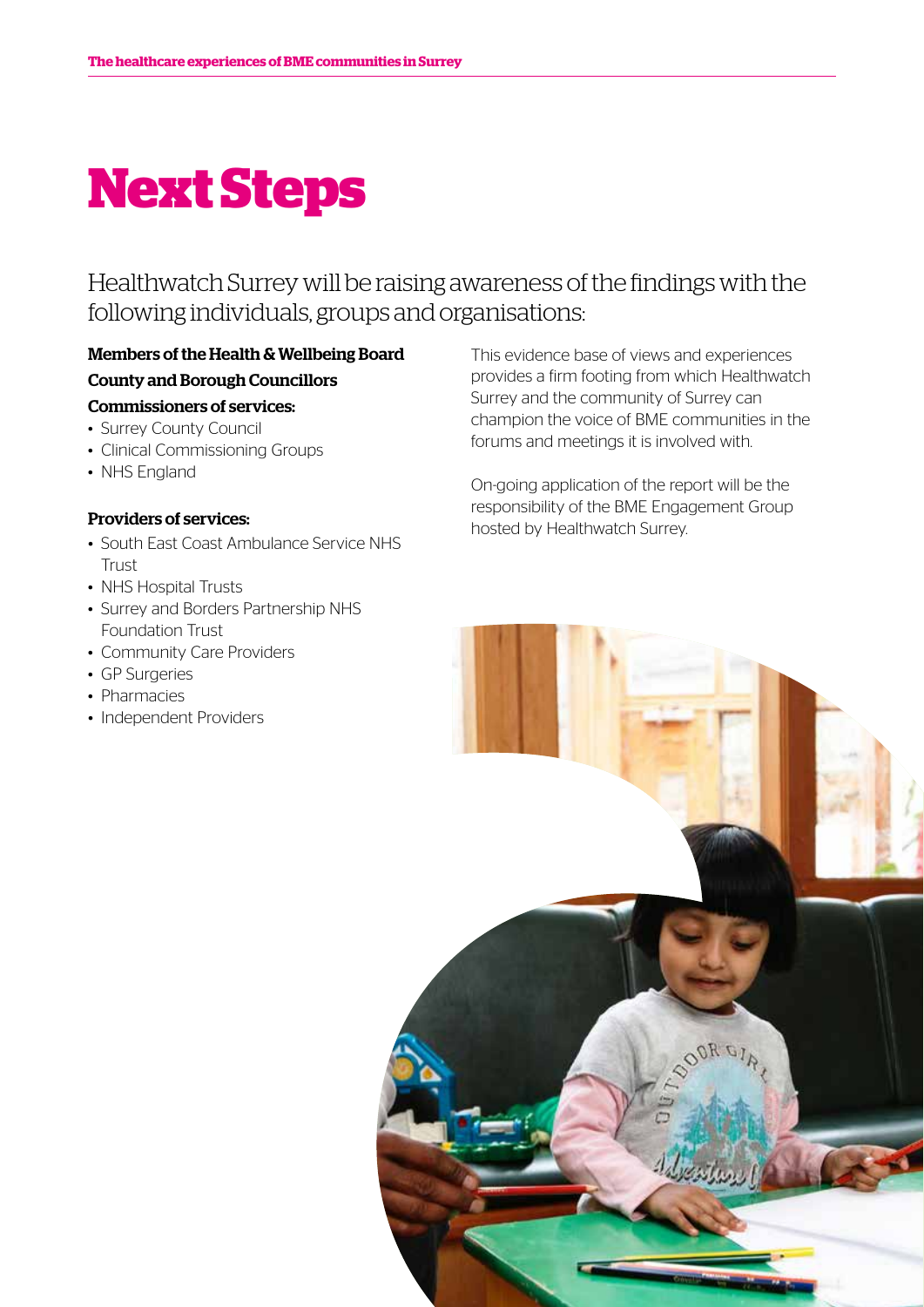# Next Steps

Healthwatch Surrey will be raising awareness of the findings with the following individuals, groups and organisations:

**Members of the Health & Wellbeing Board**

**County and Borough Councillors**

**Commissioners of services:**

- Surrey County Council
- Clinical Commissioning Groups
- NHS England

**Providers of services:**

- South East Coast Ambulance Service NHS Trust
- NHS Hospital Trusts
- Surrey and Borders Partnership NHS Foundation Trust
- Community Care Providers
- GP Surgeries
- Pharmacies
- Independent Providers

This evidence base of views and experiences provides a firm footing from which Healthwatch Surrey and the community of Surrey can champion the voice of BME communities in the forums and meetings it is involved with.

On-going application of the report will be the responsibility of the BME Engagement Group hosted by Healthwatch Surrey.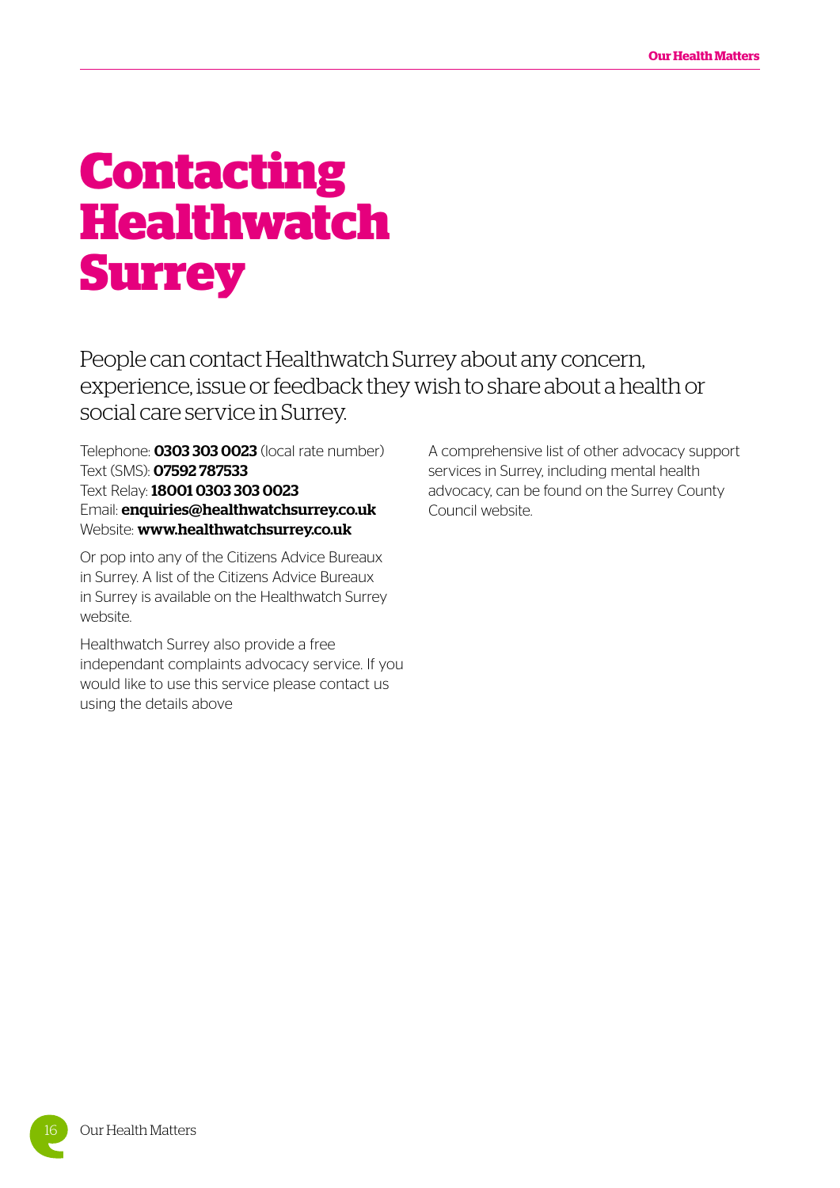# Contacting Healthwatch Surrey

People can contact Healthwatch Surrey about any concern, experience, issue or feedback they wish to share about a health or social care service in Surrey.

Telephone: **0303 303 0023** (local rate number)
Text (SMS): **07592 787533**
Text Relay: **18001 0303 303 0023**
Email: **enquiries@healthwatchsurrey.co.uk**
Website: **www.healthwatchsurrey.co.uk**

Or pop into any of the Citizens Advice Bureaux in Surrey. A list of the Citizens Advice Bureaux in Surrey is available on the Healthwatch Surrey website.

Healthwatch Surrey also provide a free independant complaints advocacy service. If you would like to use this service please contact us using the details above

A comprehensive list of other advocacy support services in Surrey, including mental health advocacy, can be found on the Surrey County Council website.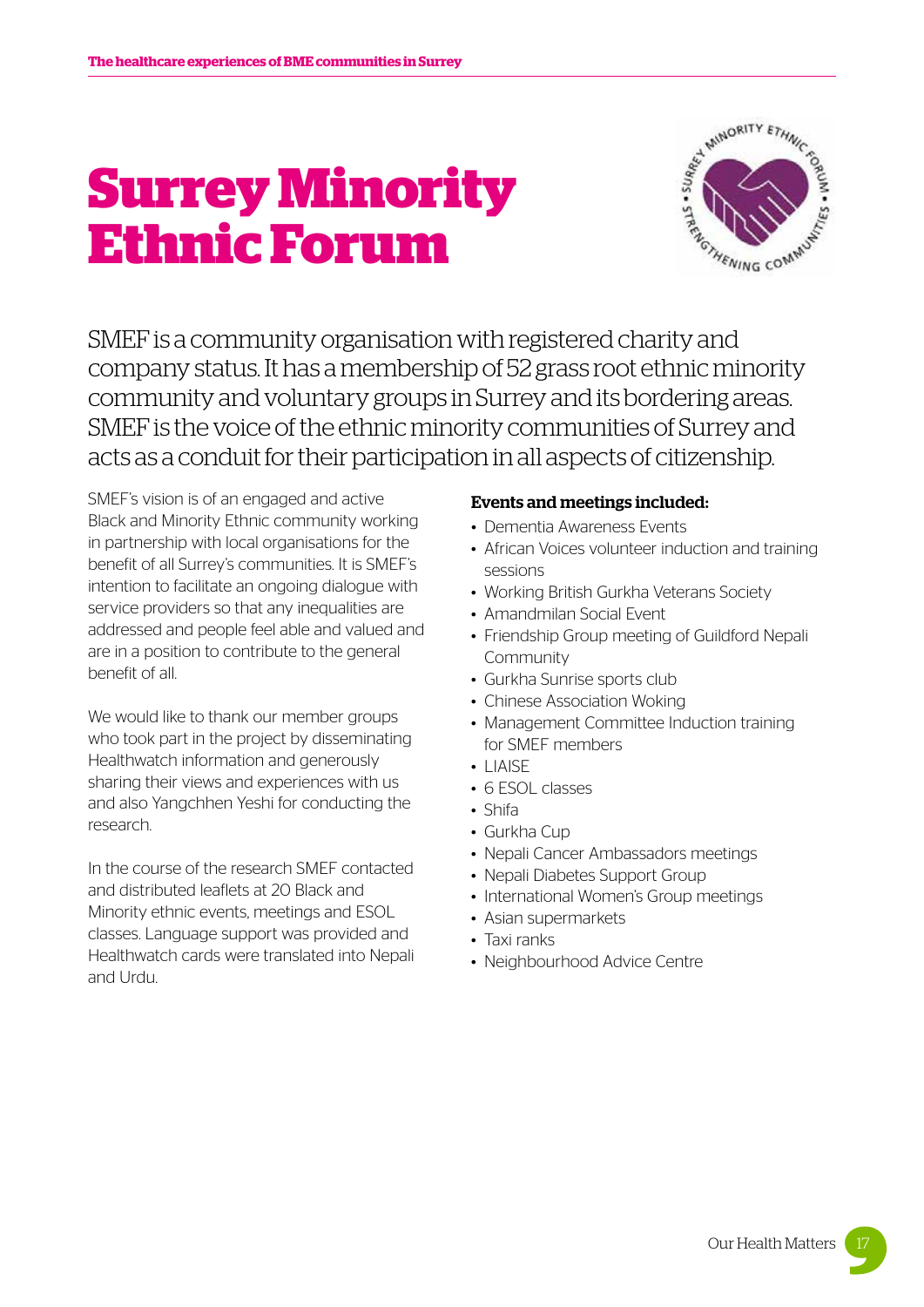# Surrey Minority Ethnic Forum

SMEF is a community organisation with registered charity and company status. It has a membership of 52 grass root ethnic minority community and voluntary groups in Surrey and its bordering areas. SMEF is the voice of the ethnic minority communities of Surrey and acts as a conduit for their participation in all aspects of citizenship.

SMEF's vision is of an engaged and active Black and Minority Ethnic community working in partnership with local organisations for the benefit of all Surrey's communities. It is SMEF's intention to facilitate an ongoing dialogue with service providers so that any inequalities are addressed and people feel able and valued and are in a position to contribute to the general benefit of all.

We would like to thank our member groups who took part in the project by disseminating Healthwatch information and generously sharing their views and experiences with us and also Yangchhen Yeshi for conducting the research.

In the course of the research SMEF contacted and distributed leaflets at 20 Black and Minority ethnic events, meetings and ESOL classes. Language support was provided and Healthwatch cards were translated into Nepali and Urdu.

**Events and meetings included:**

- Dementia Awareness Events
- African Voices volunteer induction and training sessions
- Working British Gurkha Veterans Society
- Amandmilan Social Event
- Friendship Group meeting of Guildford Nepali Community
- Gurkha Sunrise sports club
- Chinese Association Woking
- Management Committee Induction training for SMEF members
- LIAISE
- 6 ESOL classes
- Shifa
- Gurkha Cup
- Nepali Cancer Ambassadors meetings
- Nepali Diabetes Support Group
- International Women's Group meetings
- Asian supermarkets
- Taxi ranks
- Neighbourhood Advice Centre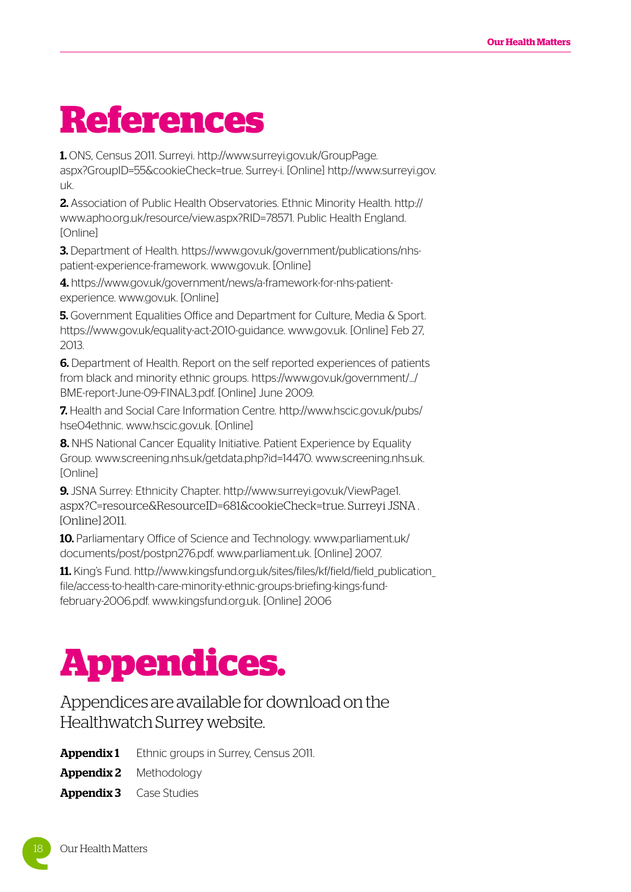# References

**1.** ONS, Census 2011. Surreyi. http://www.surreyi.gov.uk/GroupPage.aspx?GroupID=55&cookieCheck=true. Surrey-i. [Online] http://www.surreyi.gov.uk.

**2.** Association of Public Health Observatories. Ethnic Minority Health. http://www.apho.org.uk/resource/view.aspx?RID=78571. Public Health England. [Online]

**3.** Department of Health. https://www.gov.uk/government/publications/nhs-patient-experience-framework. www.gov.uk. [Online]

**4.** https://www.gov.uk/government/news/a-framework-for-nhs-patient-experience. www.gov.uk. [Online]

**5.** Government Equalities Office and Department for Culture, Media & Sport. https://www.gov.uk/equality-act-2010-guidance. www.gov.uk. [Online] Feb 27, 2013.

**6.** Department of Health. Report on the self reported experiences of patients from black and minority ethnic groups. https://www.gov.uk/government/.../BME-report-June-09-FINAL3.pdf. [Online] June 2009.

**7.** Health and Social Care Information Centre. http://www.hscic.gov.uk/pubs/hse04ethnic. www.hscic.gov.uk. [Online]

**8.** NHS National Cancer Equality Initiative. Patient Experience by Equality Group. www.screening.nhs.uk/getdata.php?id=14470. www.screening.nhs.uk. [Online]

**9.** JSNA Surrey: Ethnicity Chapter. http://www.surreyi.gov.uk/ViewPage1.aspx?C=resource&ResourceID=681&cookieCheck=true. Surreyi JSNA . [Online] 2011.

**10.** Parliamentary Office of Science and Technology. www.parliament.uk/documents/post/postpn276.pdf. www.parliament.uk. [Online] 2007.

**11.** King's Fund. http://www.kingsfund.org.uk/sites/files/kf/field/field_publication_file/access-to-health-care-minority-ethnic-groups-briefing-kings-fund-february-2006.pdf. www.kingsfund.org.uk. [Online] 2006

# Appendices.

Appendices are available for download on the Healthwatch Surrey website.

**Appendix 1** Ethnic groups in Surrey, Census 2011.

**Appendix 2** Methodology

**Appendix 3** Case Studies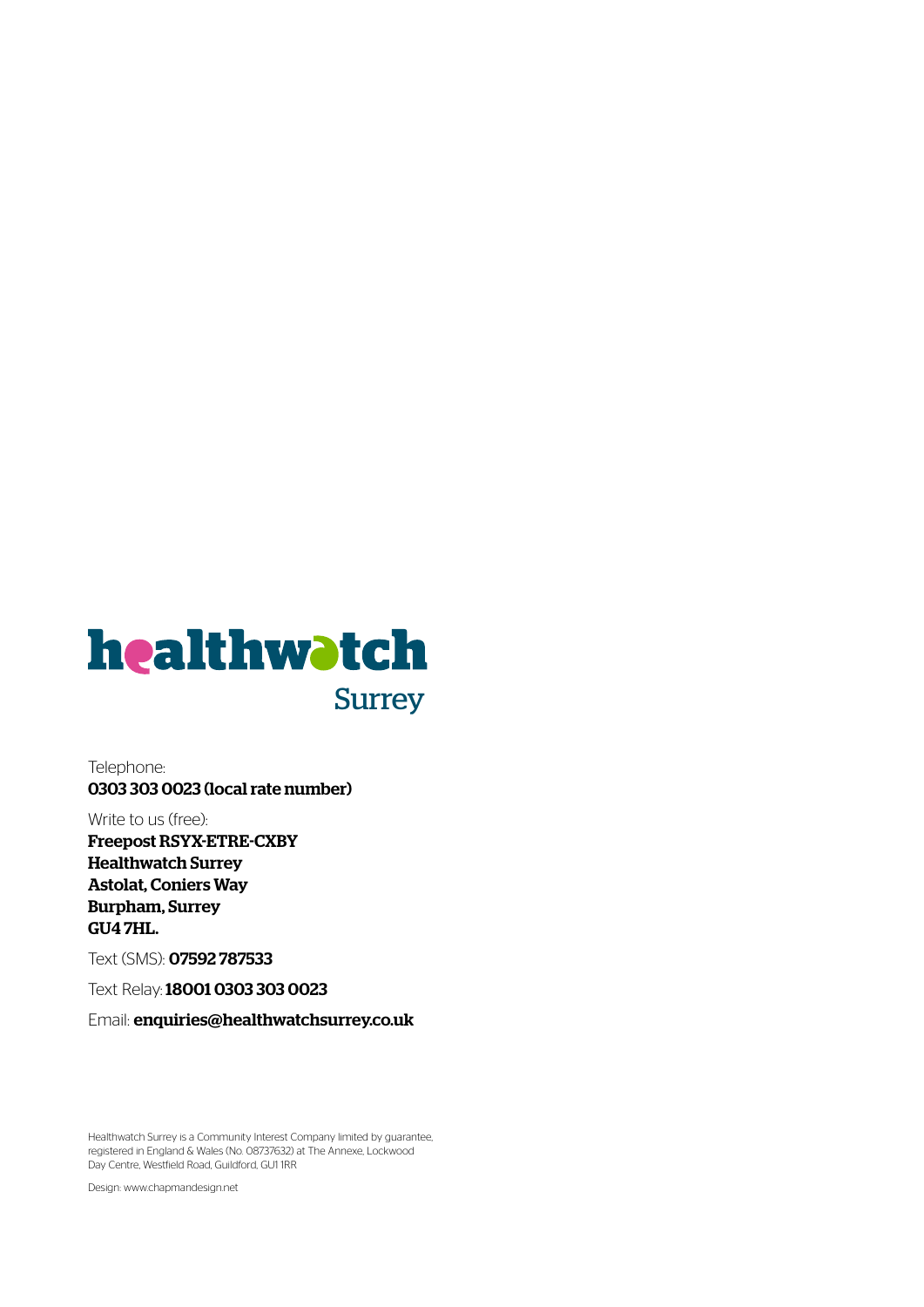healthwatch

Surrey

Telephone:
**0303 303 0023 (local rate number)**

Write to us (free):
**Freepost RSYX-ETRE-CXBY**
**Healthwatch Surrey**
**Astolat, Coniers Way**
**Burpham, Surrey**
**GU4 7HL.**

Text (SMS): **07592 787533**

Text Relay: **18001 0303 303 0023**

Email: **enquiries@healthwatchsurrey.co.uk**

Healthwatch Surrey is a Community Interest Company limited by guarantee, registered in England & Wales (No. 08737632) at The Annexe, Lockwood Day Centre, Westfield Road, Guildford, GU1 1RR

Design: www.chapmandesign.net